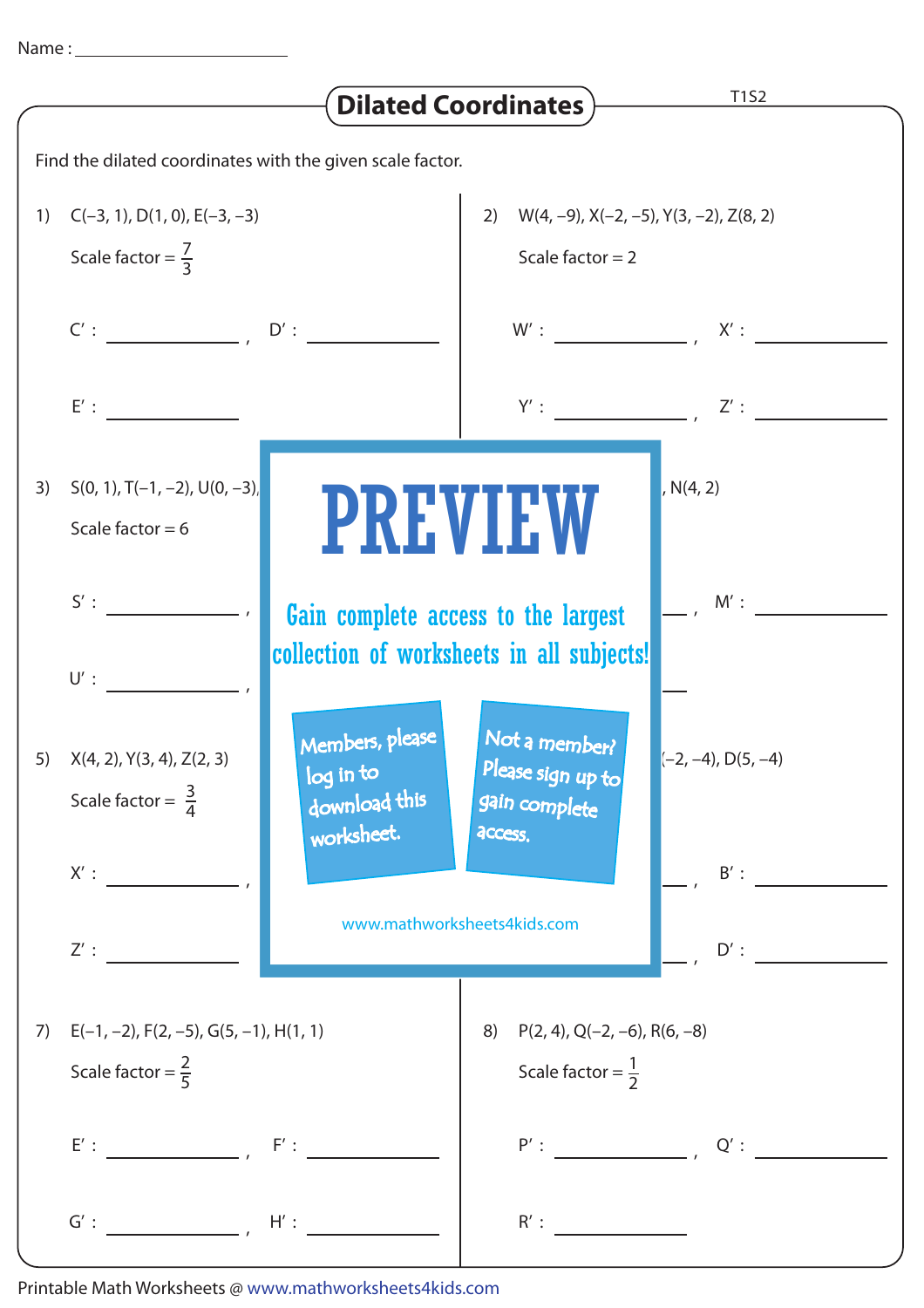Name : ________________

# Dilated Coordinates

T1S2

Find the dilated coordinates with the given scale factor.

1) C(–3, 1), D(1, 0), E(–3, –3)

Scale factor = $\frac{7}{3}$

C′ : ____________ , D′ : ____________

E′ : ____________

2) W(4, –9), X(–2, –5), Y(3, –2), Z(8, 2)

Scale factor = 2

W′ : ____________ , X′ : ____________

Y′ : ____________ , Z′ : ____________

3) S(0, 1), T(–1, –2), U(0, –3),

Scale factor = 6

S′ : ____________ ,

U′ : ____________ ,

, N(4, 2)

____________ , M′ : ____________

PREVIEW

Gain complete access to the largest collection of worksheets in all subjects!

Members, please log in to download this worksheet.

Not a member? Please sign up to gain complete access.

www.mathworksheets4kids.com

5) X(4, 2), Y(3, 4), Z(2, 3)

Scale factor = $\frac{3}{4}$

X′ : ____________ ,

Z′ : ____________

(–2, –4), D(5, –4)

____________ , B′ : ____________

____________ , D′ : ____________

7) E(–1, –2), F(2, –5), G(5, –1), H(1, 1)

Scale factor = $\frac{2}{5}$

E′ : ____________ , F′ : ____________

G′ : ____________ , H′ : ____________

8) P(2, 4), Q(–2, –6), R(6, –8)

Scale factor = $\frac{1}{2}$

P′ : ____________ , Q′ : ____________

R′ : ____________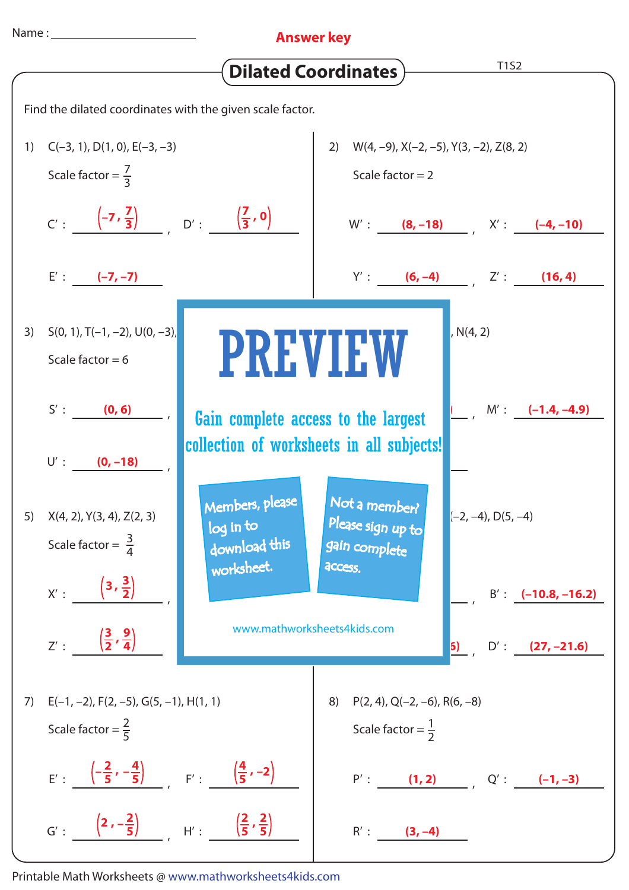Name : ____________________

**Answer key**

# Dilated Coordinates

T1S2

Find the dilated coordinates with the given scale factor.

1) C(–3, 1), D(1, 0), E(–3, –3)

Scale factor = $\frac{7}{3}$

C′ : $\left(-7, \frac{7}{3}\right)$ , D′ : $\left(\frac{7}{3}, 0\right)$

E′ : (–7, –7)

2) W(4, –9), X(–2, –5), Y(3, –2), Z(8, 2)

Scale factor = 2

W′ : (8, –18) , X′ : (–4, –10)

Y′ : (6, –4) , Z′ : (16, 4)

3) S(0, 1), T(–1, –2), U(0, –3),

Scale factor = 6

S′ : (0, 6) ,

U′ : (0, –18) ,

, N(4, 2)

) , M′ : (–1.4, –4.9)

5) X(4, 2), Y(3, 4), Z(2, 3)

Scale factor = $\frac{3}{4}$

X′ : $\left(3, \frac{3}{2}\right)$ ,

Z′ : $\left(\frac{3}{2}, \frac{9}{4}\right)$

(–2, –4), D(5, –4)

, B′ : (–10.8, –16.2)

6) , D′ : (27, –21.6)

**PREVIEW**

Gain complete access to the largest collection of worksheets in all subjects!

Members, please log in to download this worksheet.

Not a member? Please sign up to gain complete access.

www.mathworksheets4kids.com

7) E(–1, –2), F(2, –5), G(5, –1), H(1, 1)

Scale factor = $\frac{2}{5}$

E′ : $\left(-\frac{2}{5}, -\frac{4}{5}\right)$ , F′ : $\left(\frac{4}{5}, -2\right)$

G′ : $\left(2, -\frac{2}{5}\right)$ , H′ : $\left(\frac{2}{5}, \frac{2}{5}\right)$

8) P(2, 4), Q(–2, –6), R(6, –8)

Scale factor = $\frac{1}{2}$

P′ : (1, 2) , Q′ : (–1, –3)

R′ : (3, –4)

Printable Math Worksheets @ www.mathworksheets4kids.com